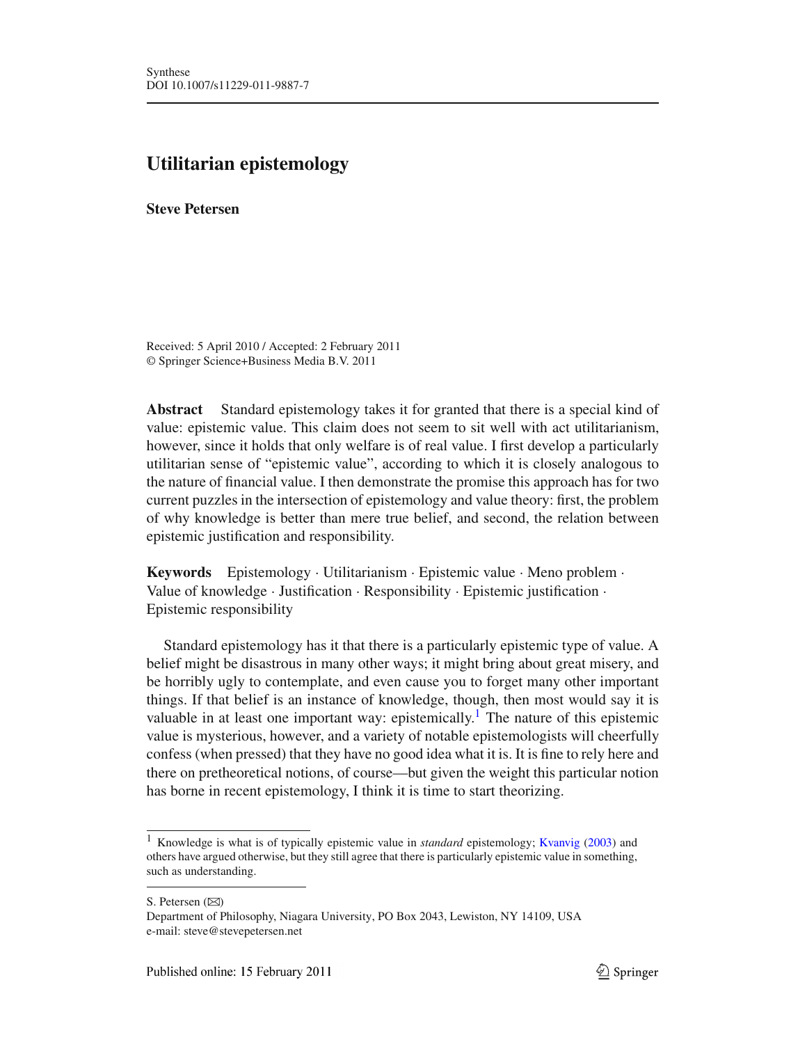Synthese
DOI 10.1007/s11229-011-9887-7

# Utilitarian epistemology

**Steve Petersen**

Received: 5 April 2010 / Accepted: 2 February 2011
© Springer Science+Business Media B.V. 2011

**Abstract** Standard epistemology takes it for granted that there is a special kind of value: epistemic value. This claim does not seem to sit well with act utilitarianism, however, since it holds that only welfare is of real value. I first develop a particularly utilitarian sense of "epistemic value", according to which it is closely analogous to the nature of financial value. I then demonstrate the promise this approach has for two current puzzles in the intersection of epistemology and value theory: first, the problem of why knowledge is better than mere true belief, and second, the relation between epistemic justification and responsibility.

**Keywords** Epistemology · Utilitarianism · Epistemic value · Meno problem · Value of knowledge · Justification · Responsibility · Epistemic justification · Epistemic responsibility

Standard epistemology has it that there is a particularly epistemic type of value. A belief might be disastrous in many other ways; it might bring about great misery, and be horribly ugly to contemplate, and even cause you to forget many other important things. If that belief is an instance of knowledge, though, then most would say it is valuable in at least one important way: epistemically.[1] The nature of this epistemic value is mysterious, however, and a variety of notable epistemologists will cheerfully confess (when pressed) that they have no good idea what it is. It is fine to rely here and there on pretheoretical notions, of course—but given the weight this particular notion has borne in recent epistemology, I think it is time to start theorizing.

[1] Knowledge is what is of typically epistemic value in *standard* epistemology; Kvanvig (2003) and others have argued otherwise, but they still agree that there is particularly epistemic value in something, such as understanding.

S. Petersen (✉)
Department of Philosophy, Niagara University, PO Box 2043, Lewiston, NY 14109, USA
e-mail: steve@stevepetersen.net

Published online: 15 February 2011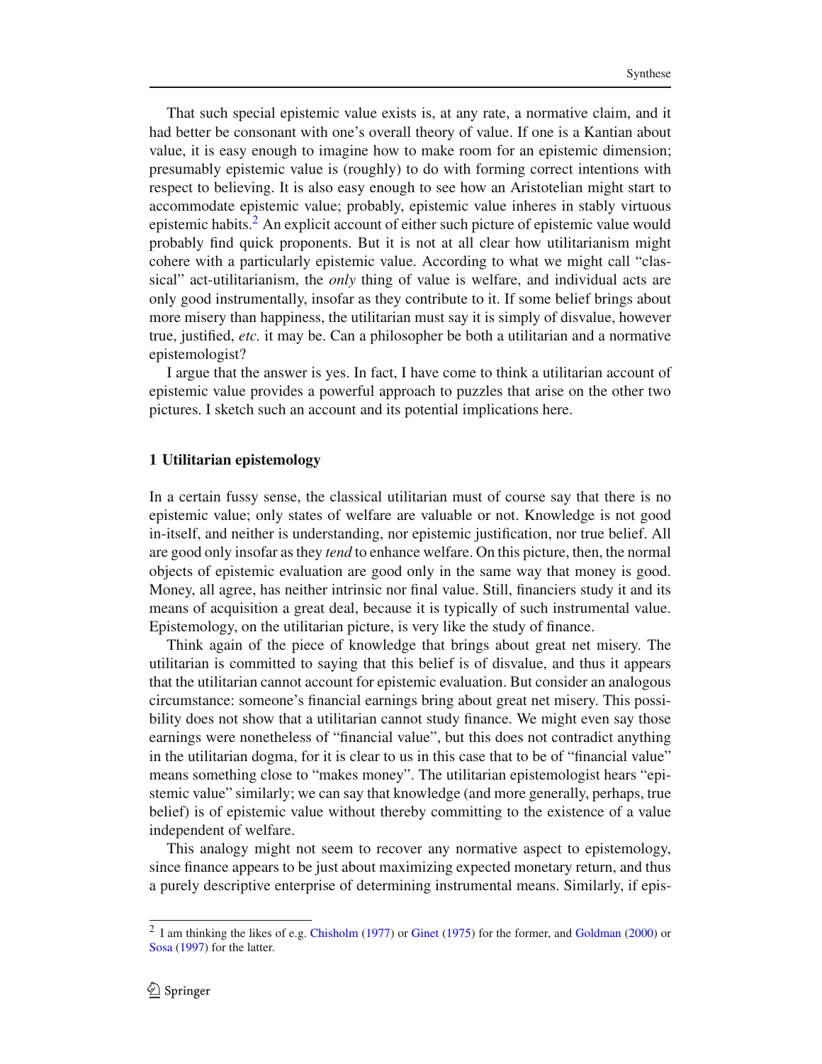That such special epistemic value exists is, at any rate, a normative claim, and it had better be consonant with one's overall theory of value. If one is a Kantian about value, it is easy enough to imagine how to make room for an epistemic dimension; presumably epistemic value is (roughly) to do with forming correct intentions with respect to believing. It is also easy enough to see how an Aristotelian might start to accommodate epistemic value; probably, epistemic value inheres in stably virtuous epistemic habits.[2] An explicit account of either such picture of epistemic value would probably find quick proponents. But it is not at all clear how utilitarianism might cohere with a particularly epistemic value. According to what we might call "classical" act-utilitarianism, the *only* thing of value is welfare, and individual acts are only good instrumentally, insofar as they contribute to it. If some belief brings about more misery than happiness, the utilitarian must say it is simply of disvalue, however true, justified, *etc.* it may be. Can a philosopher be both a utilitarian and a normative epistemologist?

I argue that the answer is yes. In fact, I have come to think a utilitarian account of epistemic value provides a powerful approach to puzzles that arise on the other two pictures. I sketch such an account and its potential implications here.

## 1 Utilitarian epistemology

In a certain fussy sense, the classical utilitarian must of course say that there is no epistemic value; only states of welfare are valuable or not. Knowledge is not good in-itself, and neither is understanding, nor epistemic justification, nor true belief. All are good only insofar as they *tend* to enhance welfare. On this picture, then, the normal objects of epistemic evaluation are good only in the same way that money is good. Money, all agree, has neither intrinsic nor final value. Still, financiers study it and its means of acquisition a great deal, because it is typically of such instrumental value. Epistemology, on the utilitarian picture, is very like the study of finance.

Think again of the piece of knowledge that brings about great net misery. The utilitarian is committed to saying that this belief is of disvalue, and thus it appears that the utilitarian cannot account for epistemic evaluation. But consider an analogous circumstance: someone's financial earnings bring about great net misery. This possibility does not show that a utilitarian cannot study finance. We might even say those earnings were nonetheless of "financial value", but this does not contradict anything in the utilitarian dogma, for it is clear to us in this case that to be of "financial value" means something close to "makes money". The utilitarian epistemologist hears "epistemic value" similarly; we can say that knowledge (and more generally, perhaps, true belief) is of epistemic value without thereby committing to the existence of a value independent of welfare.

This analogy might not seem to recover any normative aspect to epistemology, since finance appears to be just about maximizing expected monetary return, and thus a purely descriptive enterprise of determining instrumental means. Similarly, if epis-

[2] I am thinking the likes of e.g. Chisholm (1977) or Ginet (1975) for the former, and Goldman (2000) or Sosa (1997) for the latter.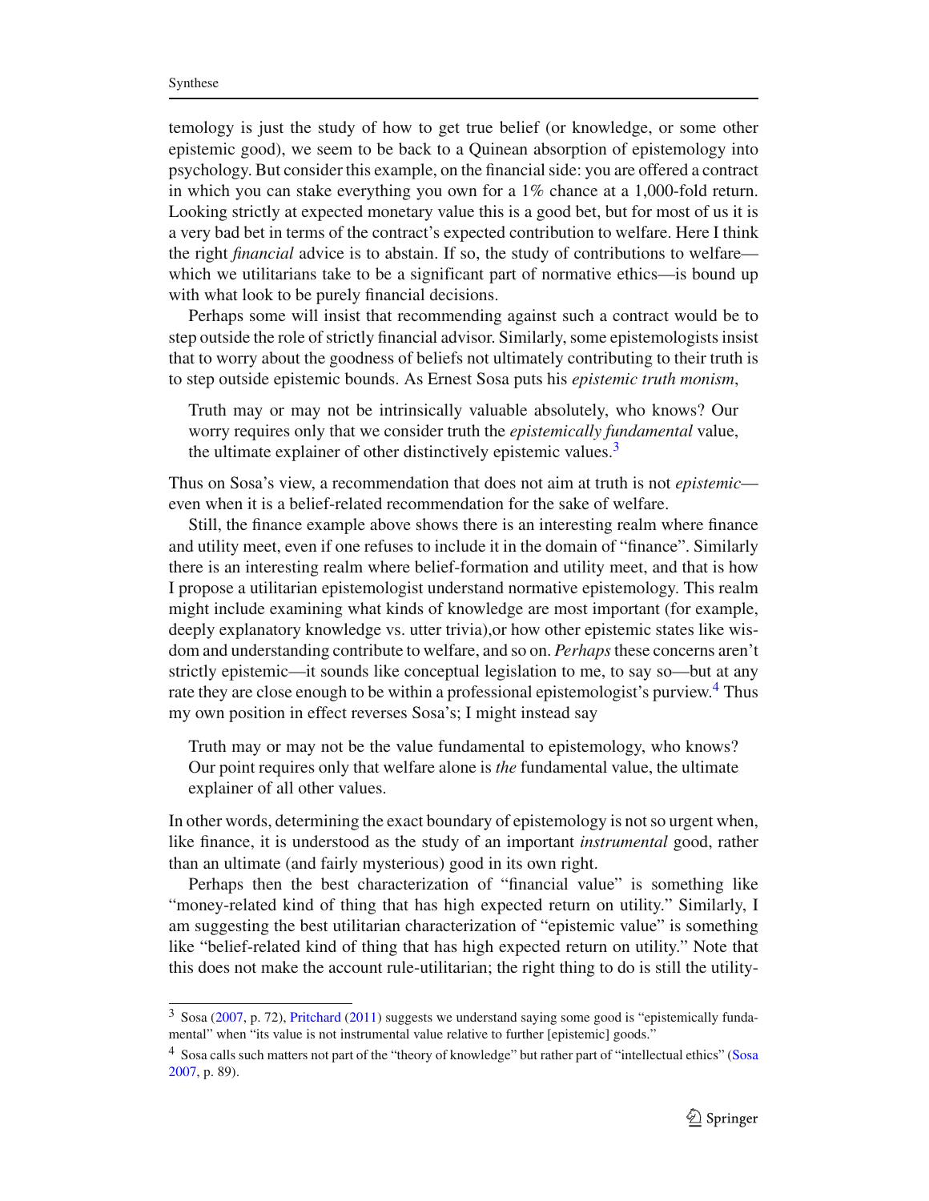temology is just the study of how to get true belief (or knowledge, or some other epistemic good), we seem to be back to a Quinean absorption of epistemology into psychology. But consider this example, on the financial side: you are offered a contract in which you can stake everything you own for a 1% chance at a 1,000-fold return. Looking strictly at expected monetary value this is a good bet, but for most of us it is a very bad bet in terms of the contract's expected contribution to welfare. Here I think the right *financial* advice is to abstain. If so, the study of contributions to welfare—which we utilitarians take to be a significant part of normative ethics—is bound up with what look to be purely financial decisions.

Perhaps some will insist that recommending against such a contract would be to step outside the role of strictly financial advisor. Similarly, some epistemologists insist that to worry about the goodness of beliefs not ultimately contributing to their truth is to step outside epistemic bounds. As Ernest Sosa puts his *epistemic truth monism*,

> Truth may or may not be intrinsically valuable absolutely, who knows? Our worry requires only that we consider truth the *epistemically fundamental* value, the ultimate explainer of other distinctively epistemic values.[3]

Thus on Sosa's view, a recommendation that does not aim at truth is not *epistemic*—even when it is a belief-related recommendation for the sake of welfare.

Still, the finance example above shows there is an interesting realm where finance and utility meet, even if one refuses to include it in the domain of "finance". Similarly there is an interesting realm where belief-formation and utility meet, and that is how I propose a utilitarian epistemologist understand normative epistemology. This realm might include examining what kinds of knowledge are most important (for example, deeply explanatory knowledge vs. utter trivia),or how other epistemic states like wisdom and understanding contribute to welfare, and so on. *Perhaps* these concerns aren't strictly epistemic—it sounds like conceptual legislation to me, to say so—but at any rate they are close enough to be within a professional epistemologist's purview.[4] Thus my own position in effect reverses Sosa's; I might instead say

> Truth may or may not be the value fundamental to epistemology, who knows? Our point requires only that welfare alone is *the* fundamental value, the ultimate explainer of all other values.

In other words, determining the exact boundary of epistemology is not so urgent when, like finance, it is understood as the study of an important *instrumental* good, rather than an ultimate (and fairly mysterious) good in its own right.

Perhaps then the best characterization of "financial value" is something like "money-related kind of thing that has high expected return on utility." Similarly, I am suggesting the best utilitarian characterization of "epistemic value" is something like "belief-related kind of thing that has high expected return on utility." Note that this does not make the account rule-utilitarian; the right thing to do is still the utility-

---

[3] Sosa (2007, p. 72), Pritchard (2011) suggests we understand saying some good is "epistemically fundamental" when "its value is not instrumental value relative to further [epistemic] goods."

[4] Sosa calls such matters not part of the "theory of knowledge" but rather part of "intellectual ethics" (Sosa 2007, p. 89).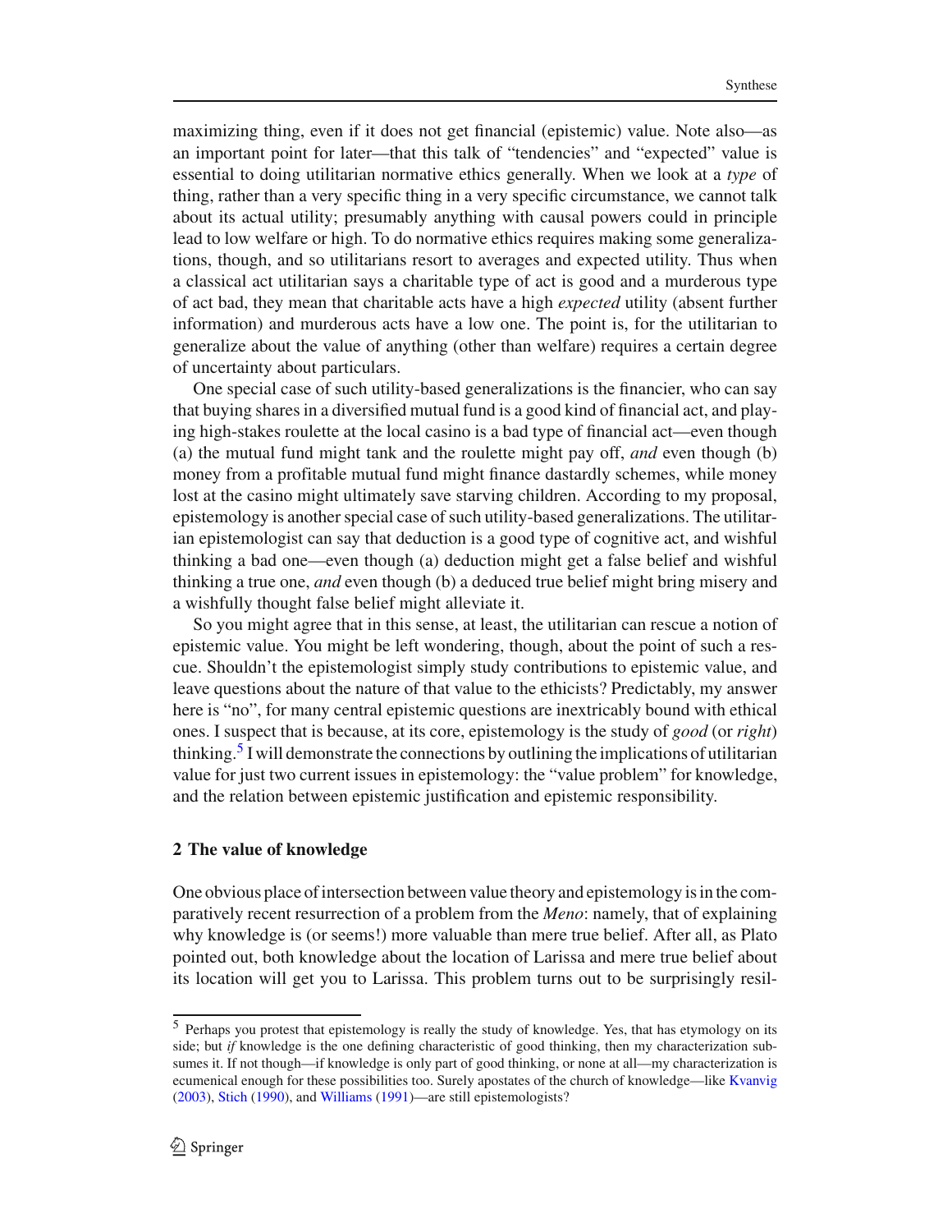maximizing thing, even if it does not get financial (epistemic) value. Note also—as an important point for later—that this talk of "tendencies" and "expected" value is essential to doing utilitarian normative ethics generally. When we look at a *type* of thing, rather than a very specific thing in a very specific circumstance, we cannot talk about its actual utility; presumably anything with causal powers could in principle lead to low welfare or high. To do normative ethics requires making some generalizations, though, and so utilitarians resort to averages and expected utility. Thus when a classical act utilitarian says a charitable type of act is good and a murderous type of act bad, they mean that charitable acts have a high *expected* utility (absent further information) and murderous acts have a low one. The point is, for the utilitarian to generalize about the value of anything (other than welfare) requires a certain degree of uncertainty about particulars.

One special case of such utility-based generalizations is the financier, who can say that buying shares in a diversified mutual fund is a good kind of financial act, and playing high-stakes roulette at the local casino is a bad type of financial act—even though (a) the mutual fund might tank and the roulette might pay off, *and* even though (b) money from a profitable mutual fund might finance dastardly schemes, while money lost at the casino might ultimately save starving children. According to my proposal, epistemology is another special case of such utility-based generalizations. The utilitarian epistemologist can say that deduction is a good type of cognitive act, and wishful thinking a bad one—even though (a) deduction might get a false belief and wishful thinking a true one, *and* even though (b) a deduced true belief might bring misery and a wishfully thought false belief might alleviate it.

So you might agree that in this sense, at least, the utilitarian can rescue a notion of epistemic value. You might be left wondering, though, about the point of such a rescue. Shouldn't the epistemologist simply study contributions to epistemic value, and leave questions about the nature of that value to the ethicists? Predictably, my answer here is "no", for many central epistemic questions are inextricably bound with ethical ones. I suspect that is because, at its core, epistemology is the study of *good* (or *right*) thinking.[5] I will demonstrate the connections by outlining the implications of utilitarian value for just two current issues in epistemology: the "value problem" for knowledge, and the relation between epistemic justification and epistemic responsibility.

## 2 The value of knowledge

One obvious place of intersection between value theory and epistemology is in the comparatively recent resurrection of a problem from the *Meno*: namely, that of explaining why knowledge is (or seems!) more valuable than mere true belief. After all, as Plato pointed out, both knowledge about the location of Larissa and mere true belief about its location will get you to Larissa. This problem turns out to be surprisingly resil-

[5] Perhaps you protest that epistemology is really the study of knowledge. Yes, that has etymology on its side; but *if* knowledge is the one defining characteristic of good thinking, then my characterization subsumes it. If not though—if knowledge is only part of good thinking, or none at all—my characterization is ecumenical enough for these possibilities too. Surely apostates of the church of knowledge—like Kvanvig (2003), Stich (1990), and Williams (1991)—are still epistemologists?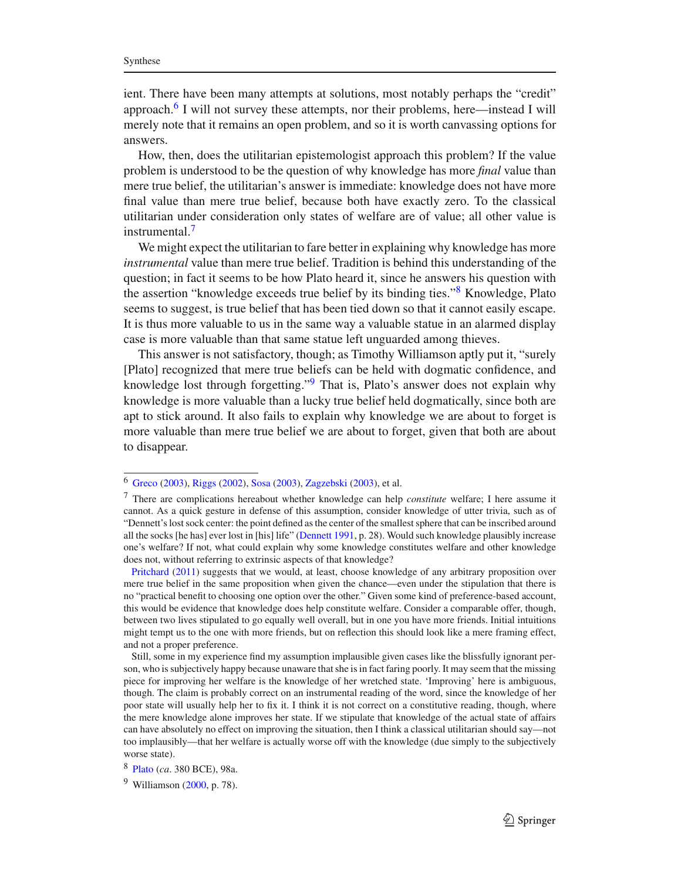ient. There have been many attempts at solutions, most notably perhaps the "credit" approach.[6] I will not survey these attempts, nor their problems, here—instead I will merely note that it remains an open problem, and so it is worth canvassing options for answers.

How, then, does the utilitarian epistemologist approach this problem? If the value problem is understood to be the question of why knowledge has more *final* value than mere true belief, the utilitarian's answer is immediate: knowledge does not have more final value than mere true belief, because both have exactly zero. To the classical utilitarian under consideration only states of welfare are of value; all other value is instrumental.[7]

We might expect the utilitarian to fare better in explaining why knowledge has more *instrumental* value than mere true belief. Tradition is behind this understanding of the question; in fact it seems to be how Plato heard it, since he answers his question with the assertion "knowledge exceeds true belief by its binding ties."[8] Knowledge, Plato seems to suggest, is true belief that has been tied down so that it cannot easily escape. It is thus more valuable to us in the same way a valuable statue in an alarmed display case is more valuable than that same statue left unguarded among thieves.

This answer is not satisfactory, though; as Timothy Williamson aptly put it, "surely [Plato] recognized that mere true beliefs can be held with dogmatic confidence, and knowledge lost through forgetting."[9] That is, Plato's answer does not explain why knowledge is more valuable than a lucky true belief held dogmatically, since both are apt to stick around. It also fails to explain why knowledge we are about to forget is more valuable than mere true belief we are about to forget, given that both are about to disappear.

---

[6] Greco (2003), Riggs (2002), Sosa (2003), Zagzebski (2003), et al.

[7] There are complications hereabout whether knowledge can help *constitute* welfare; I here assume it cannot. As a quick gesture in defense of this assumption, consider knowledge of utter trivia, such as of "Dennett's lost sock center: the point defined as the center of the smallest sphere that can be inscribed around all the socks [he has] ever lost in [his] life" (Dennett 1991, p. 28). Would such knowledge plausibly increase one's welfare? If not, what could explain why some knowledge constitutes welfare and other knowledge does not, without referring to extrinsic aspects of that knowledge?

Pritchard (2011) suggests that we would, at least, choose knowledge of any arbitrary proposition over mere true belief in the same proposition when given the chance—even under the stipulation that there is no "practical benefit to choosing one option over the other." Given some kind of preference-based account, this would be evidence that knowledge does help constitute welfare. Consider a comparable offer, though, between two lives stipulated to go equally well overall, but in one you have more friends. Initial intuitions might tempt us to the one with more friends, but on reflection this should look like a mere framing effect, and not a proper preference.

Still, some in my experience find my assumption implausible given cases like the blissfully ignorant person, who is subjectively happy because unaware that she is in fact faring poorly. It may seem that the missing piece for improving her welfare is the knowledge of her wretched state. 'Improving' here is ambiguous, though. The claim is probably correct on an instrumental reading of the word, since the knowledge of her poor state will usually help her to fix it. I think it is not correct on a constitutive reading, though, where the mere knowledge alone improves her state. If we stipulate that knowledge of the actual state of affairs can have absolutely no effect on improving the situation, then I think a classical utilitarian should say—not too implausibly—that her welfare is actually worse off with the knowledge (due simply to the subjectively worse state).

[8] Plato (*ca*. 380 BCE), 98a.

[9] Williamson (2000, p. 78).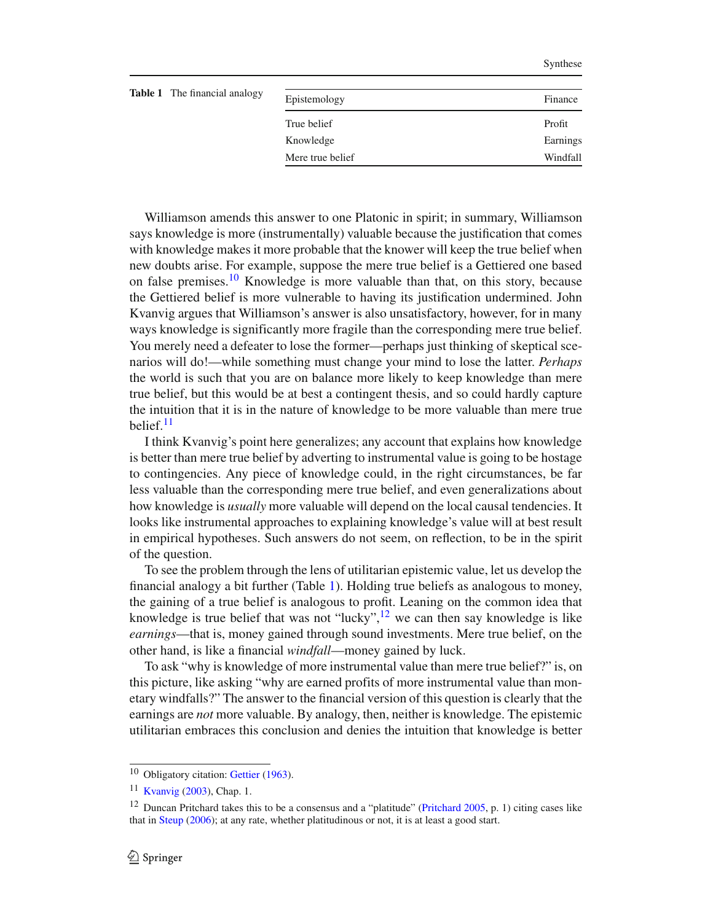**Table 1** The financial analogy

| Epistemology | Finance |
|---|---|
| True belief | Profit |
| Knowledge | Earnings |
| Mere true belief | Windfall |

Williamson amends this answer to one Platonic in spirit; in summary, Williamson says knowledge is more (instrumentally) valuable because the justification that comes with knowledge makes it more probable that the knower will keep the true belief when new doubts arise. For example, suppose the mere true belief is a Gettiered one based on false premises.[10] Knowledge is more valuable than that, on this story, because the Gettiered belief is more vulnerable to having its justification undermined. John Kvanvig argues that Williamson's answer is also unsatisfactory, however, for in many ways knowledge is significantly more fragile than the corresponding mere true belief. You merely need a defeater to lose the former—perhaps just thinking of skeptical scenarios will do!—while something must change your mind to lose the latter. *Perhaps* the world is such that you are on balance more likely to keep knowledge than mere true belief, but this would be at best a contingent thesis, and so could hardly capture the intuition that it is in the nature of knowledge to be more valuable than mere true belief.[11]

I think Kvanvig's point here generalizes; any account that explains how knowledge is better than mere true belief by adverting to instrumental value is going to be hostage to contingencies. Any piece of knowledge could, in the right circumstances, be far less valuable than the corresponding mere true belief, and even generalizations about how knowledge is *usually* more valuable will depend on the local causal tendencies. It looks like instrumental approaches to explaining knowledge's value will at best result in empirical hypotheses. Such answers do not seem, on reflection, to be in the spirit of the question.

To see the problem through the lens of utilitarian epistemic value, let us develop the financial analogy a bit further (Table 1). Holding true beliefs as analogous to money, the gaining of a true belief is analogous to profit. Leaning on the common idea that knowledge is true belief that was not "lucky",[12] we can then say knowledge is like *earnings*—that is, money gained through sound investments. Mere true belief, on the other hand, is like a financial *windfall*—money gained by luck.

To ask "why is knowledge of more instrumental value than mere true belief?" is, on this picture, like asking "why are earned profits of more instrumental value than monetary windfalls?" The answer to the financial version of this question is clearly that the earnings are *not* more valuable. By analogy, then, neither is knowledge. The epistemic utilitarian embraces this conclusion and denies the intuition that knowledge is better

---

10 Obligatory citation: Gettier (1963).

11 Kvanvig (2003), Chap. 1.

12 Duncan Pritchard takes this to be a consensus and a "platitude" (Pritchard 2005, p. 1) citing cases like that in Steup (2006); at any rate, whether platitudinous or not, it is at least a good start.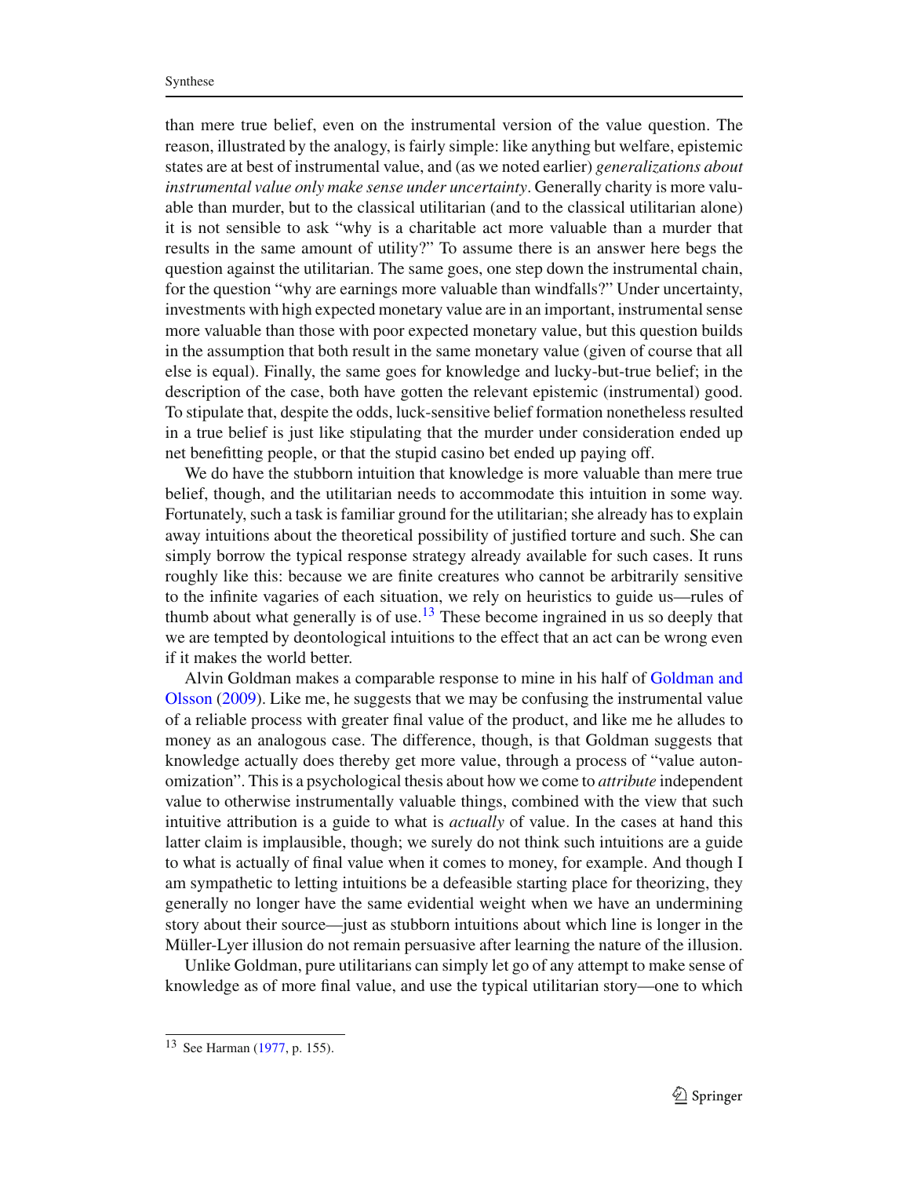than mere true belief, even on the instrumental version of the value question. The reason, illustrated by the analogy, is fairly simple: like anything but welfare, epistemic states are at best of instrumental value, and (as we noted earlier) *generalizations about instrumental value only make sense under uncertainty*. Generally charity is more valuable than murder, but to the classical utilitarian (and to the classical utilitarian alone) it is not sensible to ask "why is a charitable act more valuable than a murder that results in the same amount of utility?" To assume there is an answer here begs the question against the utilitarian. The same goes, one step down the instrumental chain, for the question "why are earnings more valuable than windfalls?" Under uncertainty, investments with high expected monetary value are in an important, instrumental sense more valuable than those with poor expected monetary value, but this question builds in the assumption that both result in the same monetary value (given of course that all else is equal). Finally, the same goes for knowledge and lucky-but-true belief; in the description of the case, both have gotten the relevant epistemic (instrumental) good. To stipulate that, despite the odds, luck-sensitive belief formation nonetheless resulted in a true belief is just like stipulating that the murder under consideration ended up net benefitting people, or that the stupid casino bet ended up paying off.

We do have the stubborn intuition that knowledge is more valuable than mere true belief, though, and the utilitarian needs to accommodate this intuition in some way. Fortunately, such a task is familiar ground for the utilitarian; she already has to explain away intuitions about the theoretical possibility of justified torture and such. She can simply borrow the typical response strategy already available for such cases. It runs roughly like this: because we are finite creatures who cannot be arbitrarily sensitive to the infinite vagaries of each situation, we rely on heuristics to guide us—rules of thumb about what generally is of use.[13] These become ingrained in us so deeply that we are tempted by deontological intuitions to the effect that an act can be wrong even if it makes the world better.

Alvin Goldman makes a comparable response to mine in his half of Goldman and Olsson (2009). Like me, he suggests that we may be confusing the instrumental value of a reliable process with greater final value of the product, and like me he alludes to money as an analogous case. The difference, though, is that Goldman suggests that knowledge actually does thereby get more value, through a process of "value autonomization". This is a psychological thesis about how we come to *attribute* independent value to otherwise instrumentally valuable things, combined with the view that such intuitive attribution is a guide to what is *actually* of value. In the cases at hand this latter claim is implausible, though; we surely do not think such intuitions are a guide to what is actually of final value when it comes to money, for example. And though I am sympathetic to letting intuitions be a defeasible starting place for theorizing, they generally no longer have the same evidential weight when we have an undermining story about their source—just as stubborn intuitions about which line is longer in the Müller-Lyer illusion do not remain persuasive after learning the nature of the illusion.

Unlike Goldman, pure utilitarians can simply let go of any attempt to make sense of knowledge as of more final value, and use the typical utilitarian story—one to which

[13] See Harman (1977, p. 155).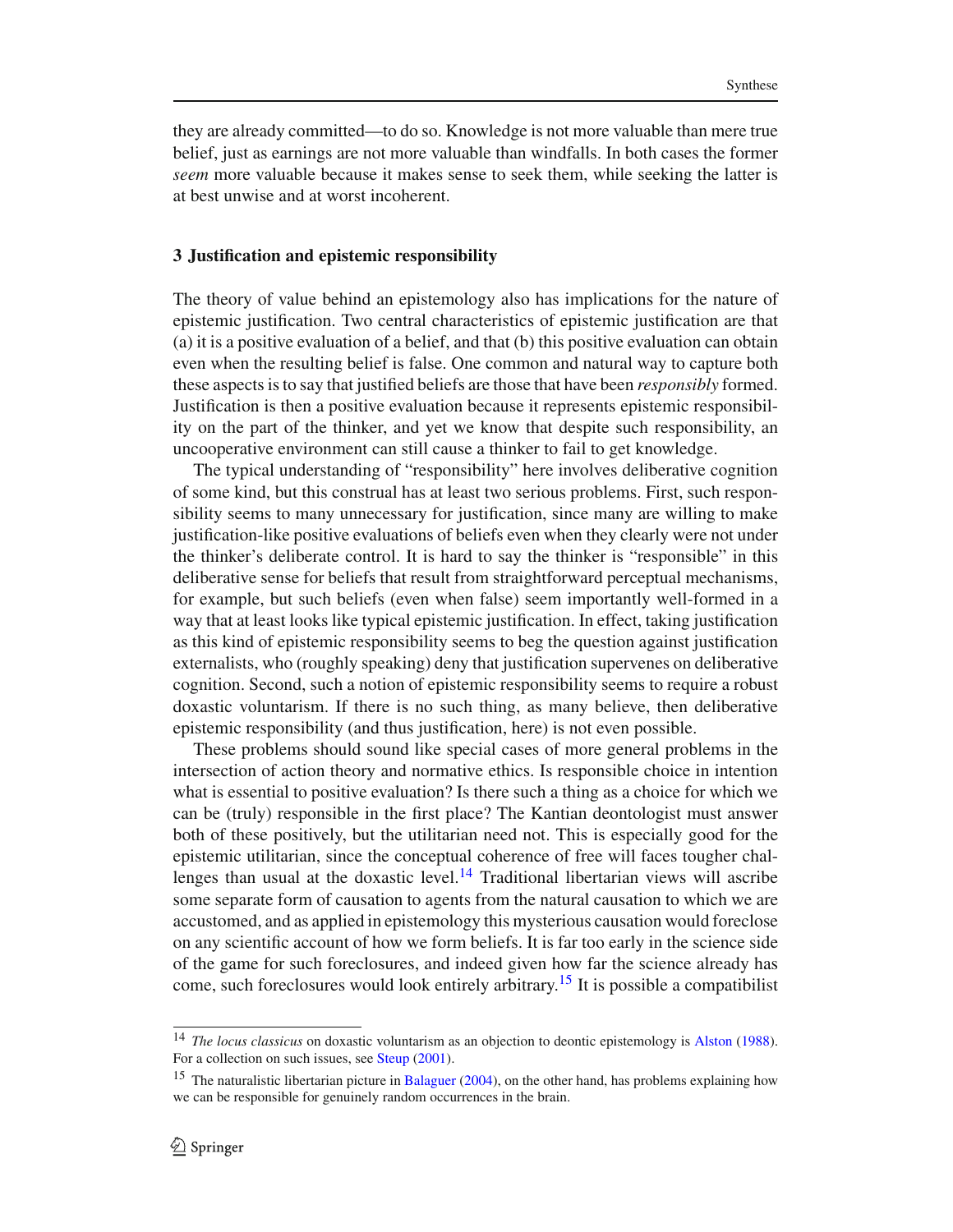they are already committed—to do so. Knowledge is not more valuable than mere true belief, just as earnings are not more valuable than windfalls. In both cases the former *seem* more valuable because it makes sense to seek them, while seeking the latter is at best unwise and at worst incoherent.

## 3 Justification and epistemic responsibility

The theory of value behind an epistemology also has implications for the nature of epistemic justification. Two central characteristics of epistemic justification are that (a) it is a positive evaluation of a belief, and that (b) this positive evaluation can obtain even when the resulting belief is false. One common and natural way to capture both these aspects is to say that justified beliefs are those that have been *responsibly* formed. Justification is then a positive evaluation because it represents epistemic responsibility on the part of the thinker, and yet we know that despite such responsibility, an uncooperative environment can still cause a thinker to fail to get knowledge.

The typical understanding of "responsibility" here involves deliberative cognition of some kind, but this construal has at least two serious problems. First, such responsibility seems to many unnecessary for justification, since many are willing to make justification-like positive evaluations of beliefs even when they clearly were not under the thinker's deliberate control. It is hard to say the thinker is "responsible" in this deliberative sense for beliefs that result from straightforward perceptual mechanisms, for example, but such beliefs (even when false) seem importantly well-formed in a way that at least looks like typical epistemic justification. In effect, taking justification as this kind of epistemic responsibility seems to beg the question against justification externalists, who (roughly speaking) deny that justification supervenes on deliberative cognition. Second, such a notion of epistemic responsibility seems to require a robust doxastic voluntarism. If there is no such thing, as many believe, then deliberative epistemic responsibility (and thus justification, here) is not even possible.

These problems should sound like special cases of more general problems in the intersection of action theory and normative ethics. Is responsible choice in intention what is essential to positive evaluation? Is there such a thing as a choice for which we can be (truly) responsible in the first place? The Kantian deontologist must answer both of these positively, but the utilitarian need not. This is especially good for the epistemic utilitarian, since the conceptual coherence of free will faces tougher challenges than usual at the doxastic level.[14] Traditional libertarian views will ascribe some separate form of causation to agents from the natural causation to which we are accustomed, and as applied in epistemology this mysterious causation would foreclose on any scientific account of how we form beliefs. It is far too early in the science side of the game for such foreclosures, and indeed given how far the science already has come, such foreclosures would look entirely arbitrary.[15] It is possible a compatibilist

[14] *The locus classicus* on doxastic voluntarism as an objection to deontic epistemology is Alston (1988). For a collection on such issues, see Steup (2001).

[15] The naturalistic libertarian picture in Balaguer (2004), on the other hand, has problems explaining how we can be responsible for genuinely random occurrences in the brain.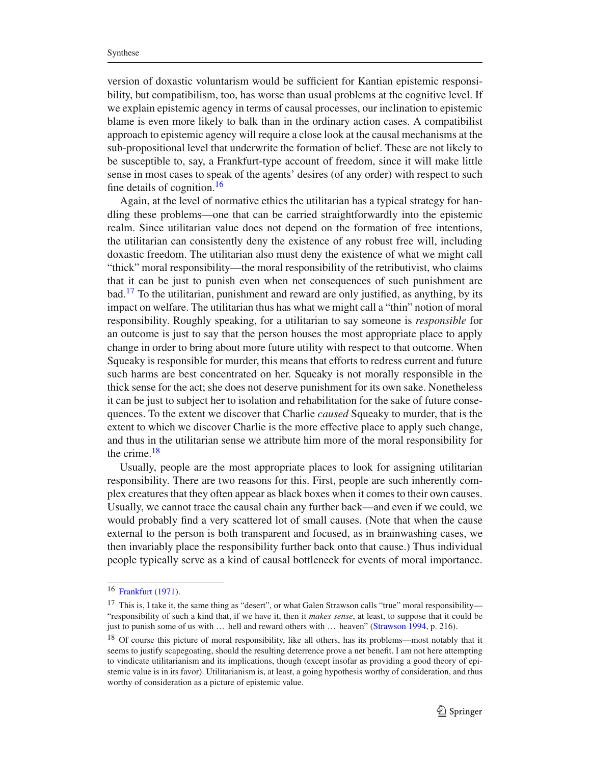version of doxastic voluntarism would be sufficient for Kantian epistemic responsibility, but compatibilism, too, has worse than usual problems at the cognitive level. If we explain epistemic agency in terms of causal processes, our inclination to epistemic blame is even more likely to balk than in the ordinary action cases. A compatibilist approach to epistemic agency will require a close look at the causal mechanisms at the sub-propositional level that underwrite the formation of belief. These are not likely to be susceptible to, say, a Frankfurt-type account of freedom, since it will make little sense in most cases to speak of the agents' desires (of any order) with respect to such fine details of cognition.[16]

Again, at the level of normative ethics the utilitarian has a typical strategy for handling these problems—one that can be carried straightforwardly into the epistemic realm. Since utilitarian value does not depend on the formation of free intentions, the utilitarian can consistently deny the existence of any robust free will, including doxastic freedom. The utilitarian also must deny the existence of what we might call "thick" moral responsibility—the moral responsibility of the retributivist, who claims that it can be just to punish even when net consequences of such punishment are bad.[17] To the utilitarian, punishment and reward are only justified, as anything, by its impact on welfare. The utilitarian thus has what we might call a "thin" notion of moral responsibility. Roughly speaking, for a utilitarian to say someone is *responsible* for an outcome is just to say that the person houses the most appropriate place to apply change in order to bring about more future utility with respect to that outcome. When Squeaky is responsible for murder, this means that efforts to redress current and future such harms are best concentrated on her. Squeaky is not morally responsible in the thick sense for the act; she does not deserve punishment for its own sake. Nonetheless it can be just to subject her to isolation and rehabilitation for the sake of future consequences. To the extent we discover that Charlie *caused* Squeaky to murder, that is the extent to which we discover Charlie is the more effective place to apply such change, and thus in the utilitarian sense we attribute him more of the moral responsibility for the crime.[18]

Usually, people are the most appropriate places to look for assigning utilitarian responsibility. There are two reasons for this. First, people are such inherently complex creatures that they often appear as black boxes when it comes to their own causes. Usually, we cannot trace the causal chain any further back—and even if we could, we would probably find a very scattered lot of small causes. (Note that when the cause external to the person is both transparent and focused, as in brainwashing cases, we then invariably place the responsibility further back onto that cause.) Thus individual people typically serve as a kind of causal bottleneck for events of moral importance.

---

[16] Frankfurt (1971).

[17] This is, I take it, the same thing as "desert", or what Galen Strawson calls "true" moral responsibility—"responsibility of such a kind that, if we have it, then it *makes sense*, at least, to suppose that it could be just to punish some of us with … hell and reward others with … heaven" (Strawson 1994, p. 216).

[18] Of course this picture of moral responsibility, like all others, has its problems—most notably that it seems to justify scapegoating, should the resulting deterrence prove a net benefit. I am not here attempting to vindicate utilitarianism and its implications, though (except insofar as providing a good theory of epistemic value is in its favor). Utilitarianism is, at least, a going hypothesis worthy of consideration, and thus worthy of consideration as a picture of epistemic value.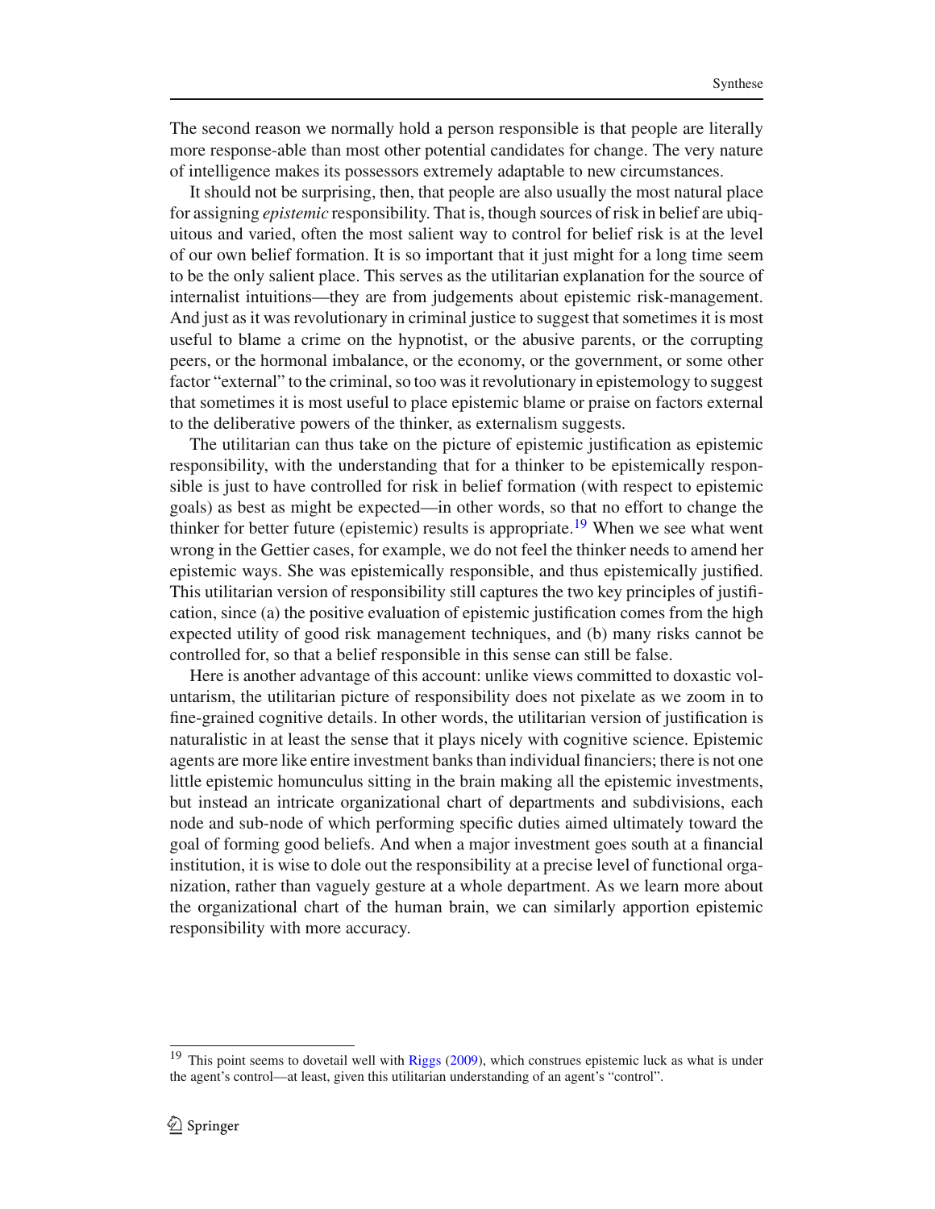The second reason we normally hold a person responsible is that people are literally more response-able than most other potential candidates for change. The very nature of intelligence makes its possessors extremely adaptable to new circumstances.

It should not be surprising, then, that people are also usually the most natural place for assigning *epistemic* responsibility. That is, though sources of risk in belief are ubiquitous and varied, often the most salient way to control for belief risk is at the level of our own belief formation. It is so important that it just might for a long time seem to be the only salient place. This serves as the utilitarian explanation for the source of internalist intuitions—they are from judgements about epistemic risk-management. And just as it was revolutionary in criminal justice to suggest that sometimes it is most useful to blame a crime on the hypnotist, or the abusive parents, or the corrupting peers, or the hormonal imbalance, or the economy, or the government, or some other factor "external" to the criminal, so too was it revolutionary in epistemology to suggest that sometimes it is most useful to place epistemic blame or praise on factors external to the deliberative powers of the thinker, as externalism suggests.

The utilitarian can thus take on the picture of epistemic justification as epistemic responsibility, with the understanding that for a thinker to be epistemically responsible is just to have controlled for risk in belief formation (with respect to epistemic goals) as best as might be expected—in other words, so that no effort to change the thinker for better future (epistemic) results is appropriate.[19] When we see what went wrong in the Gettier cases, for example, we do not feel the thinker needs to amend her epistemic ways. She was epistemically responsible, and thus epistemically justified. This utilitarian version of responsibility still captures the two key principles of justification, since (a) the positive evaluation of epistemic justification comes from the high expected utility of good risk management techniques, and (b) many risks cannot be controlled for, so that a belief responsible in this sense can still be false.

Here is another advantage of this account: unlike views committed to doxastic voluntarism, the utilitarian picture of responsibility does not pixelate as we zoom in to fine-grained cognitive details. In other words, the utilitarian version of justification is naturalistic in at least the sense that it plays nicely with cognitive science. Epistemic agents are more like entire investment banks than individual financiers; there is not one little epistemic homunculus sitting in the brain making all the epistemic investments, but instead an intricate organizational chart of departments and subdivisions, each node and sub-node of which performing specific duties aimed ultimately toward the goal of forming good beliefs. And when a major investment goes south at a financial institution, it is wise to dole out the responsibility at a precise level of functional organization, rather than vaguely gesture at a whole department. As we learn more about the organizational chart of the human brain, we can similarly apportion epistemic responsibility with more accuracy.

---

[19] This point seems to dovetail well with Riggs (2009), which construes epistemic luck as what is under the agent's control—at least, given this utilitarian understanding of an agent's "control".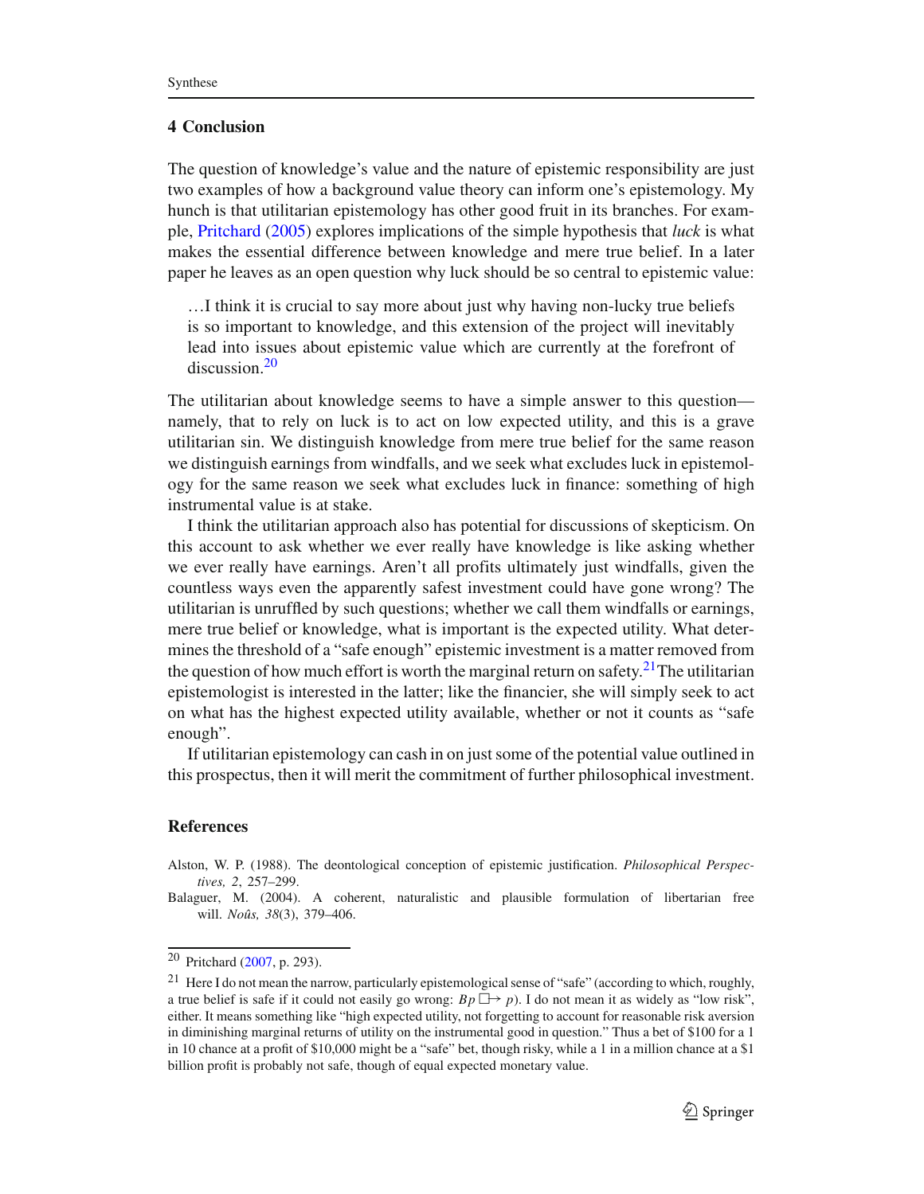## 4 Conclusion

The question of knowledge's value and the nature of epistemic responsibility are just two examples of how a background value theory can inform one's epistemology. My hunch is that utilitarian epistemology has other good fruit in its branches. For example, Pritchard (2005) explores implications of the simple hypothesis that *luck* is what makes the essential difference between knowledge and mere true belief. In a later paper he leaves as an open question why luck should be so central to epistemic value:

> …I think it is crucial to say more about just why having non-lucky true beliefs is so important to knowledge, and this extension of the project will inevitably lead into issues about epistemic value which are currently at the forefront of discussion.[20]

The utilitarian about knowledge seems to have a simple answer to this question—namely, that to rely on luck is to act on low expected utility, and this is a grave utilitarian sin. We distinguish knowledge from mere true belief for the same reason we distinguish earnings from windfalls, and we seek what excludes luck in epistemology for the same reason we seek what excludes luck in finance: something of high instrumental value is at stake.

I think the utilitarian approach also has potential for discussions of skepticism. On this account to ask whether we ever really have knowledge is like asking whether we ever really have earnings. Aren't all profits ultimately just windfalls, given the countless ways even the apparently safest investment could have gone wrong? The utilitarian is unruffled by such questions; whether we call them windfalls or earnings, mere true belief or knowledge, what is important is the expected utility. What determines the threshold of a "safe enough" epistemic investment is a matter removed from the question of how much effort is worth the marginal return on safety.[21] The utilitarian epistemologist is interested in the latter; like the financier, she will simply seek to act on what has the highest expected utility available, whether or not it counts as "safe enough".

If utilitarian epistemology can cash in on just some of the potential value outlined in this prospectus, then it will merit the commitment of further philosophical investment.

## References

Alston, W. P. (1988). The deontological conception of epistemic justification. *Philosophical Perspectives, 2*, 257–299.

Balaguer, M. (2004). A coherent, naturalistic and plausible formulation of libertarian free will. *Noûs, 38*(3), 379–406.

---

[20] Pritchard (2007, p. 293).

[21] Here I do not mean the narrow, particularly epistemological sense of "safe" (according to which, roughly, a true belief is safe if it could not easily go wrong: $Bp \;\Box\!\!\rightarrow p$). I do not mean it as widely as "low risk", either. It means something like "high expected utility, not forgetting to account for reasonable risk aversion in diminishing marginal returns of utility on the instrumental good in question." Thus a bet of \$100 for a 1 in 10 chance at a profit of \$10,000 might be a "safe" bet, though risky, while a 1 in a million chance at a \$1 billion profit is probably not safe, though of equal expected monetary value.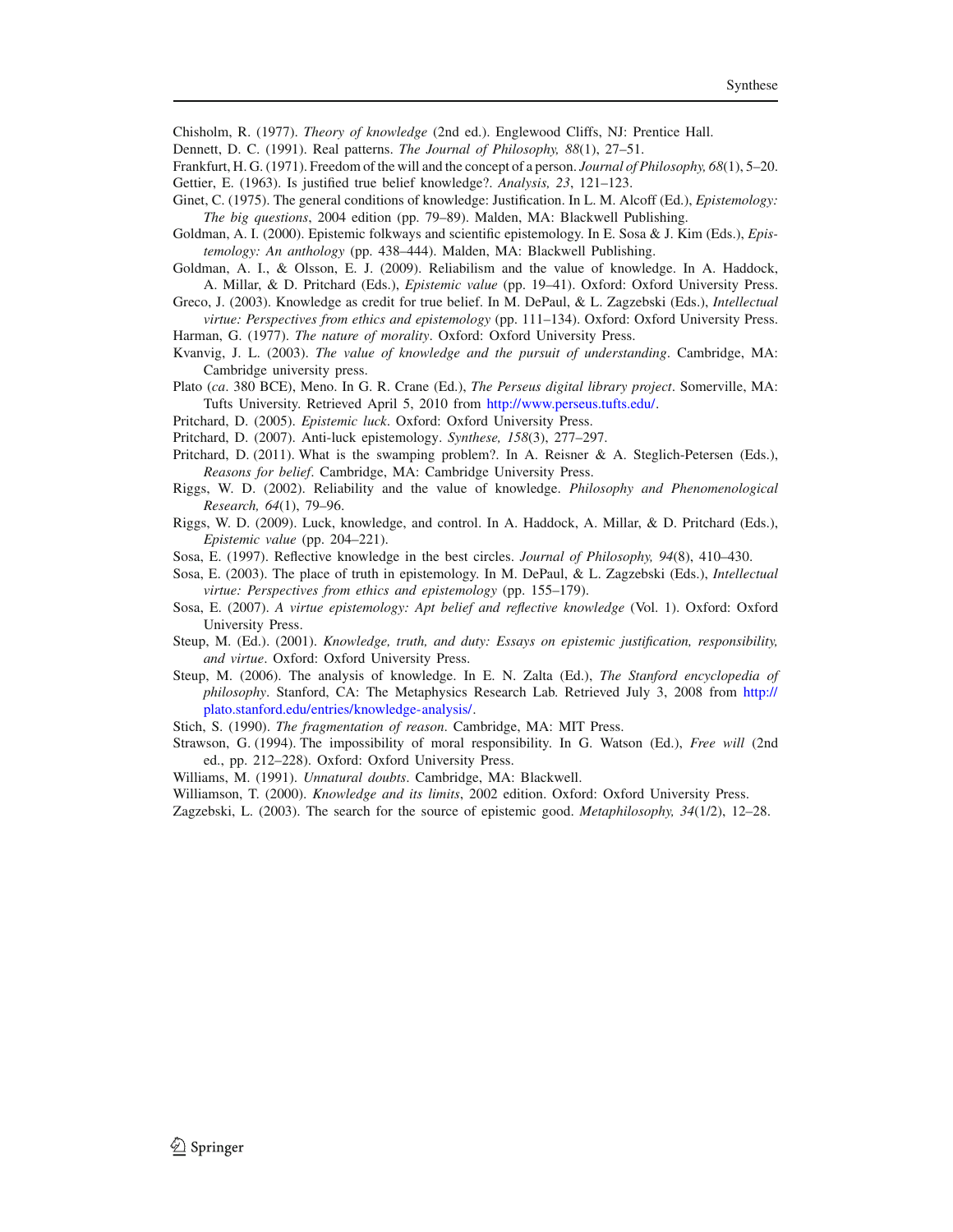Chisholm, R. (1977). *Theory of knowledge* (2nd ed.). Englewood Cliffs, NJ: Prentice Hall.

Dennett, D. C. (1991). Real patterns. *The Journal of Philosophy, 88*(1), 27–51.

Frankfurt, H. G. (1971). Freedom of the will and the concept of a person. *Journal of Philosophy, 68*(1), 5–20.

Gettier, E. (1963). Is justified true belief knowledge?. *Analysis, 23*, 121–123.

Ginet, C. (1975). The general conditions of knowledge: Justification. In L. M. Alcoff (Ed.), *Epistemology: The big questions*, 2004 edition (pp. 79–89). Malden, MA: Blackwell Publishing.

Goldman, A. I. (2000). Epistemic folkways and scientific epistemology. In E. Sosa & J. Kim (Eds.), *Epistemology: An anthology* (pp. 438–444). Malden, MA: Blackwell Publishing.

Goldman, A. I., & Olsson, E. J. (2009). Reliabilism and the value of knowledge. In A. Haddock, A. Millar, & D. Pritchard (Eds.), *Epistemic value* (pp. 19–41). Oxford: Oxford University Press.

Greco, J. (2003). Knowledge as credit for true belief. In M. DePaul, & L. Zagzebski (Eds.), *Intellectual virtue: Perspectives from ethics and epistemology* (pp. 111–134). Oxford: Oxford University Press.

Harman, G. (1977). *The nature of morality*. Oxford: Oxford University Press.

Kvanvig, J. L. (2003). *The value of knowledge and the pursuit of understanding*. Cambridge, MA: Cambridge university press.

Plato (*ca*. 380 BCE), Meno. In G. R. Crane (Ed.), *The Perseus digital library project*. Somerville, MA: Tufts University. Retrieved April 5, 2010 from http://www.perseus.tufts.edu/.

Pritchard, D. (2005). *Epistemic luck*. Oxford: Oxford University Press.

Pritchard, D. (2007). Anti-luck epistemology. *Synthese, 158*(3), 277–297.

Pritchard, D. (2011). What is the swamping problem?. In A. Reisner & A. Steglich-Petersen (Eds.), *Reasons for belief*. Cambridge, MA: Cambridge University Press.

Riggs, W. D. (2002). Reliability and the value of knowledge. *Philosophy and Phenomenological Research, 64*(1), 79–96.

Riggs, W. D. (2009). Luck, knowledge, and control. In A. Haddock, A. Millar, & D. Pritchard (Eds.), *Epistemic value* (pp. 204–221).

Sosa, E. (1997). Reflective knowledge in the best circles. *Journal of Philosophy, 94*(8), 410–430.

Sosa, E. (2003). The place of truth in epistemology. In M. DePaul, & L. Zagzebski (Eds.), *Intellectual virtue: Perspectives from ethics and epistemology* (pp. 155–179).

Sosa, E. (2007). *A virtue epistemology: Apt belief and reflective knowledge* (Vol. 1). Oxford: Oxford University Press.

Steup, M. (Ed.). (2001). *Knowledge, truth, and duty: Essays on epistemic justification, responsibility, and virtue*. Oxford: Oxford University Press.

Steup, M. (2006). The analysis of knowledge. In E. N. Zalta (Ed.), *The Stanford encyclopedia of philosophy*. Stanford, CA: The Metaphysics Research Lab. Retrieved July 3, 2008 from http://plato.stanford.edu/entries/knowledge-analysis/.

Stich, S. (1990). *The fragmentation of reason*. Cambridge, MA: MIT Press.

Strawson, G. (1994). The impossibility of moral responsibility. In G. Watson (Ed.), *Free will* (2nd ed., pp. 212–228). Oxford: Oxford University Press.

Williams, M. (1991). *Unnatural doubts*. Cambridge, MA: Blackwell.

Williamson, T. (2000). *Knowledge and its limits*, 2002 edition. Oxford: Oxford University Press.

Zagzebski, L. (2003). The search for the source of epistemic good. *Metaphilosophy, 34*(1/2), 12–28.